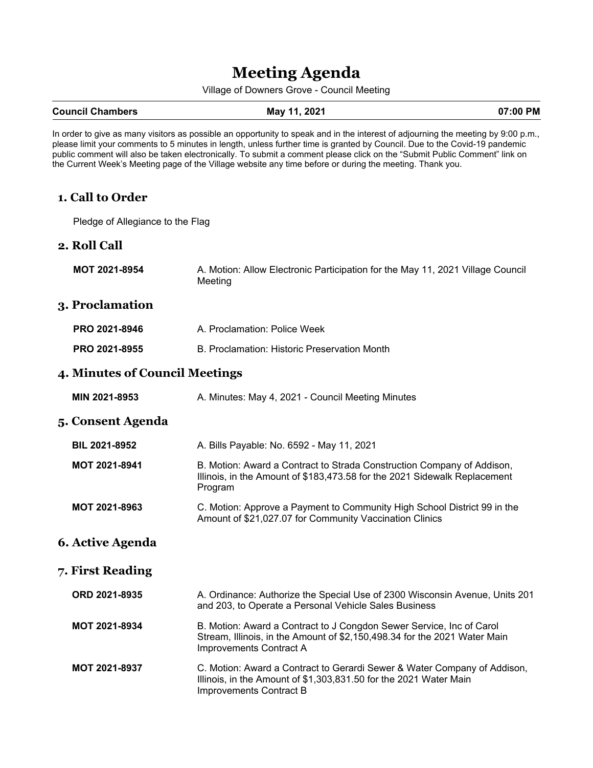# Meeting Agenda

Village of Downers Grove - Council Meeting

| Council Chambers | May 11, 2021 | 07:00 PM |
|---|---|---|

In order to give as many visitors as possible an opportunity to speak and in the interest of adjourning the meeting by 9:00 p.m., please limit your comments to 5 minutes in length, unless further time is granted by Council. Due to the Covid-19 pandemic public comment will also be taken electronically. To submit a comment please click on the "Submit Public Comment" link on the Current Week's Meeting page of the Village website any time before or during the meeting. Thank you.

## 1. Call to Order

Pledge of Allegiance to the Flag

## 2. Roll Call

**MOT 2021-8954** A. Motion: Allow Electronic Participation for the May 11, 2021 Village Council Meeting

## 3. Proclamation

**PRO 2021-8946** A. Proclamation: Police Week

**PRO 2021-8955** B. Proclamation: Historic Preservation Month

## 4. Minutes of Council Meetings

**MIN 2021-8953** A. Minutes: May 4, 2021 - Council Meeting Minutes

## 5. Consent Agenda

**BIL 2021-8952** A. Bills Payable: No. 6592 - May 11, 2021

**MOT 2021-8941** B. Motion: Award a Contract to Strada Construction Company of Addison, Illinois, in the Amount of $183,473.58 for the 2021 Sidewalk Replacement Program

**MOT 2021-8963** C. Motion: Approve a Payment to Community High School District 99 in the Amount of $21,027.07 for Community Vaccination Clinics

## 6. Active Agenda

## 7. First Reading

**ORD 2021-8935** A. Ordinance: Authorize the Special Use of 2300 Wisconsin Avenue, Units 201 and 203, to Operate a Personal Vehicle Sales Business

**MOT 2021-8934** B. Motion: Award a Contract to J Congdon Sewer Service, Inc of Carol Stream, Illinois, in the Amount of $2,150,498.34 for the 2021 Water Main Improvements Contract A

**MOT 2021-8937** C. Motion: Award a Contract to Gerardi Sewer & Water Company of Addison, Illinois, in the Amount of $1,303,831.50 for the 2021 Water Main Improvements Contract B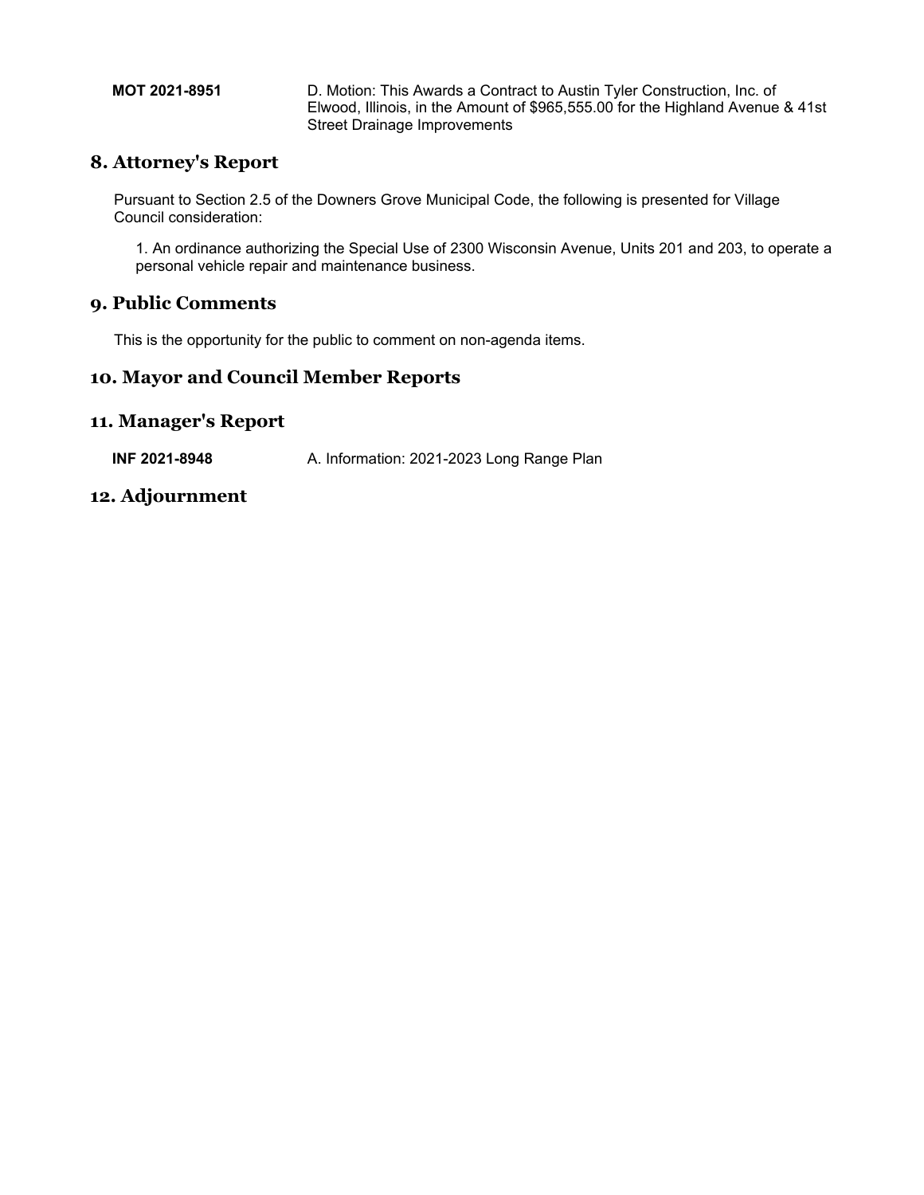**MOT 2021-8951** D. Motion: This Awards a Contract to Austin Tyler Construction, Inc. of Elwood, Illinois, in the Amount of $965,555.00 for the Highland Avenue & 41st Street Drainage Improvements

## 8. Attorney's Report

Pursuant to Section 2.5 of the Downers Grove Municipal Code, the following is presented for Village Council consideration:

1. An ordinance authorizing the Special Use of 2300 Wisconsin Avenue, Units 201 and 203, to operate a personal vehicle repair and maintenance business.

## 9. Public Comments

This is the opportunity for the public to comment on non-agenda items.

## 10. Mayor and Council Member Reports

## 11. Manager's Report

**INF 2021-8948** A. Information: 2021-2023 Long Range Plan

## 12. Adjournment